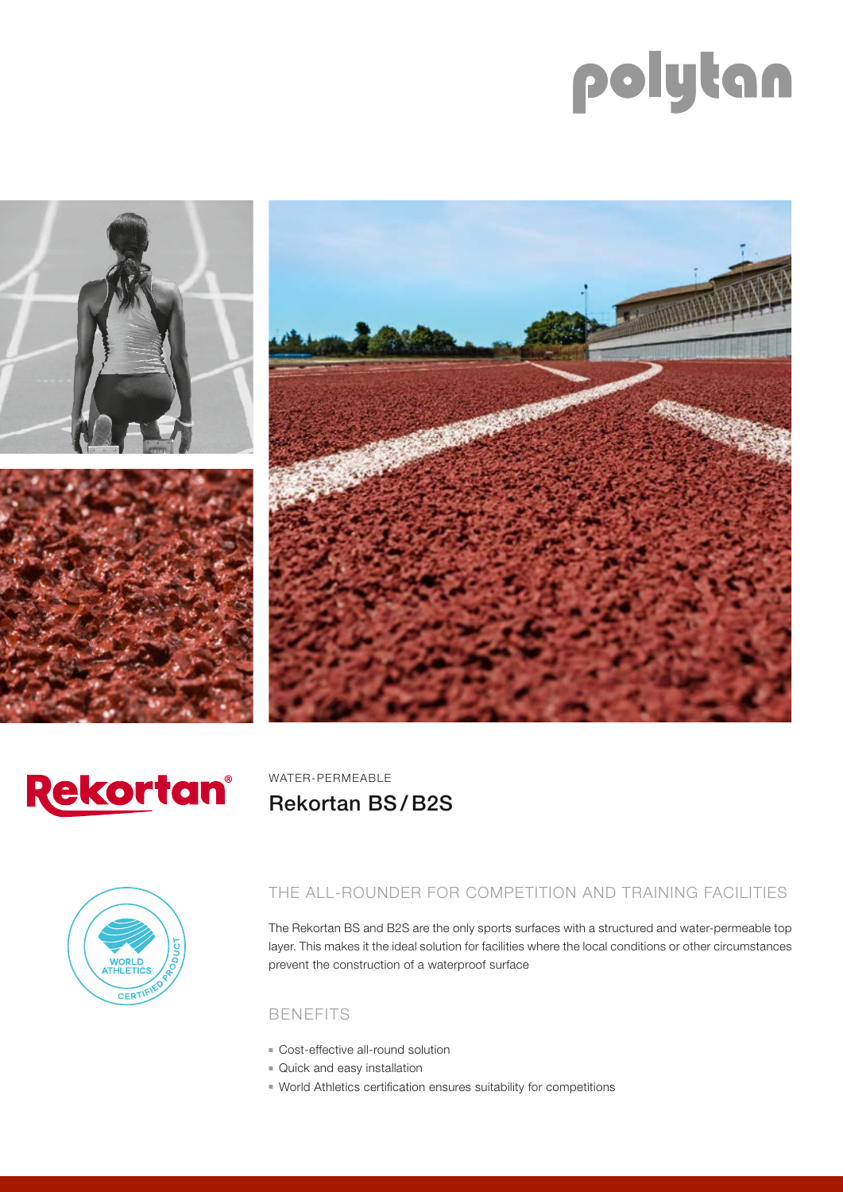polytan

Rekortan®

WATER-PERMEABLE

# Rekortan BS / B2S

WORLD ATHLETICS CERTIFIED PRODUCT

## THE ALL-ROUNDER FOR COMPETITION AND TRAINING FACILITIES

The Rekortan BS and B2S are the only sports surfaces with a structured and water-permeable top layer. This makes it the ideal solution for facilities where the local conditions or other circumstances prevent the construction of a waterproof surface

## BENEFITS

- Cost-effective all-round solution
- Quick and easy installation
- World Athletics certification ensures suitability for competitions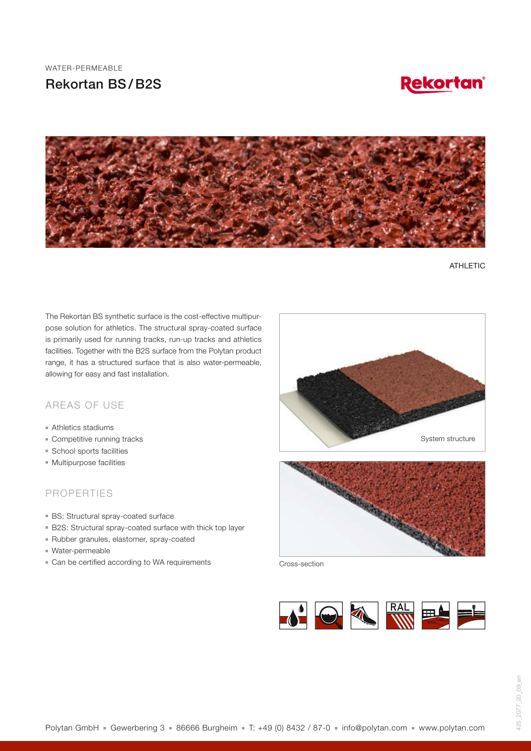WATER-PERMEABLE

# Rekortan BS / B2S

ATHLETIC

The Rekortan BS synthetic surface is the cost-effective multipurpose solution for athletics. The structural spray-coated surface is primarily used for running tracks, run-up tracks and athletics facilities. Together with the B2S surface from the Polytan product range, it has a structured surface that is also water-permeable, allowing for easy and fast installation.

## AREAS OF USE

- Athletics stadiums
- Competitive running tracks
- School sports facilities
- Multipurpose facilities

## PROPERTIES

- BS: Structural spray-coated surface
- B2S: Structural spray-coated surface with thick top layer
- Rubber granules, elastomer, spray-coated
- Water-permeable
- Can be certified according to WA requirements

System structure

Cross-section

Polytan GmbH ▪ Gewerbering 3 ▪ 86666 Burgheim ▪ T: +49 (0) 8432 / 87-0 ▪ info@polytan.com ▪ www.polytan.com